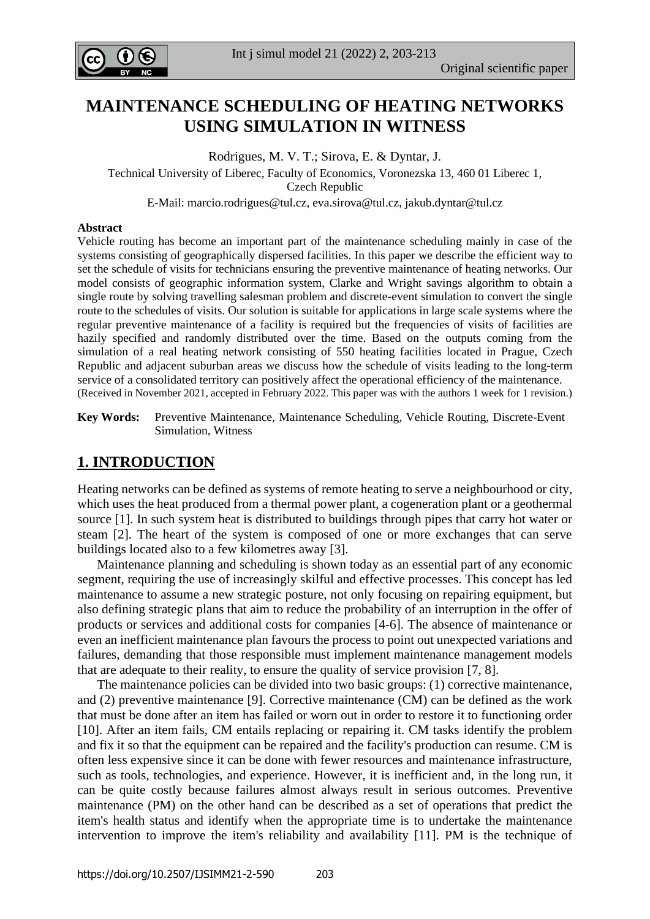# MAINTENANCE SCHEDULING OF HEATING NETWORKS USING SIMULATION IN WITNESS

Rodrigues, M. V. T.; Sirova, E. & Dyntar, J.

Technical University of Liberec, Faculty of Economics, Voronezska 13, 460 01 Liberec 1, Czech Republic

E-Mail: marcio.rodrigues@tul.cz, eva.sirova@tul.cz, jakub.dyntar@tul.cz

**Abstract**

Vehicle routing has become an important part of the maintenance scheduling mainly in case of the systems consisting of geographically dispersed facilities. In this paper we describe the efficient way to set the schedule of visits for technicians ensuring the preventive maintenance of heating networks. Our model consists of geographic information system, Clarke and Wright savings algorithm to obtain a single route by solving travelling salesman problem and discrete-event simulation to convert the single route to the schedules of visits. Our solution is suitable for applications in large scale systems where the regular preventive maintenance of a facility is required but the frequencies of visits of facilities are hazily specified and randomly distributed over the time. Based on the outputs coming from the simulation of a real heating network consisting of 550 heating facilities located in Prague, Czech Republic and adjacent suburban areas we discuss how the schedule of visits leading to the long-term service of a consolidated territory can positively affect the operational efficiency of the maintenance.

(Received in November 2021, accepted in February 2022. This paper was with the authors 1 week for 1 revision.)

**Key Words:** Preventive Maintenance, Maintenance Scheduling, Vehicle Routing, Discrete-Event Simulation, Witness

## 1. INTRODUCTION

Heating networks can be defined as systems of remote heating to serve a neighbourhood or city, which uses the heat produced from a thermal power plant, a cogeneration plant or a geothermal source [1]. In such system heat is distributed to buildings through pipes that carry hot water or steam [2]. The heart of the system is composed of one or more exchanges that can serve buildings located also to a few kilometres away [3].

Maintenance planning and scheduling is shown today as an essential part of any economic segment, requiring the use of increasingly skilful and effective processes. This concept has led maintenance to assume a new strategic posture, not only focusing on repairing equipment, but also defining strategic plans that aim to reduce the probability of an interruption in the offer of products or services and additional costs for companies [4-6]. The absence of maintenance or even an inefficient maintenance plan favours the process to point out unexpected variations and failures, demanding that those responsible must implement maintenance management models that are adequate to their reality, to ensure the quality of service provision [7, 8].

The maintenance policies can be divided into two basic groups: (1) corrective maintenance, and (2) preventive maintenance [9]. Corrective maintenance (CM) can be defined as the work that must be done after an item has failed or worn out in order to restore it to functioning order [10]. After an item fails, CM entails replacing or repairing it. CM tasks identify the problem and fix it so that the equipment can be repaired and the facility's production can resume. CM is often less expensive since it can be done with fewer resources and maintenance infrastructure, such as tools, technologies, and experience. However, it is inefficient and, in the long run, it can be quite costly because failures almost always result in serious outcomes. Preventive maintenance (PM) on the other hand can be described as a set of operations that predict the item's health status and identify when the appropriate time is to undertake the maintenance intervention to improve the item's reliability and availability [11]. PM is the technique of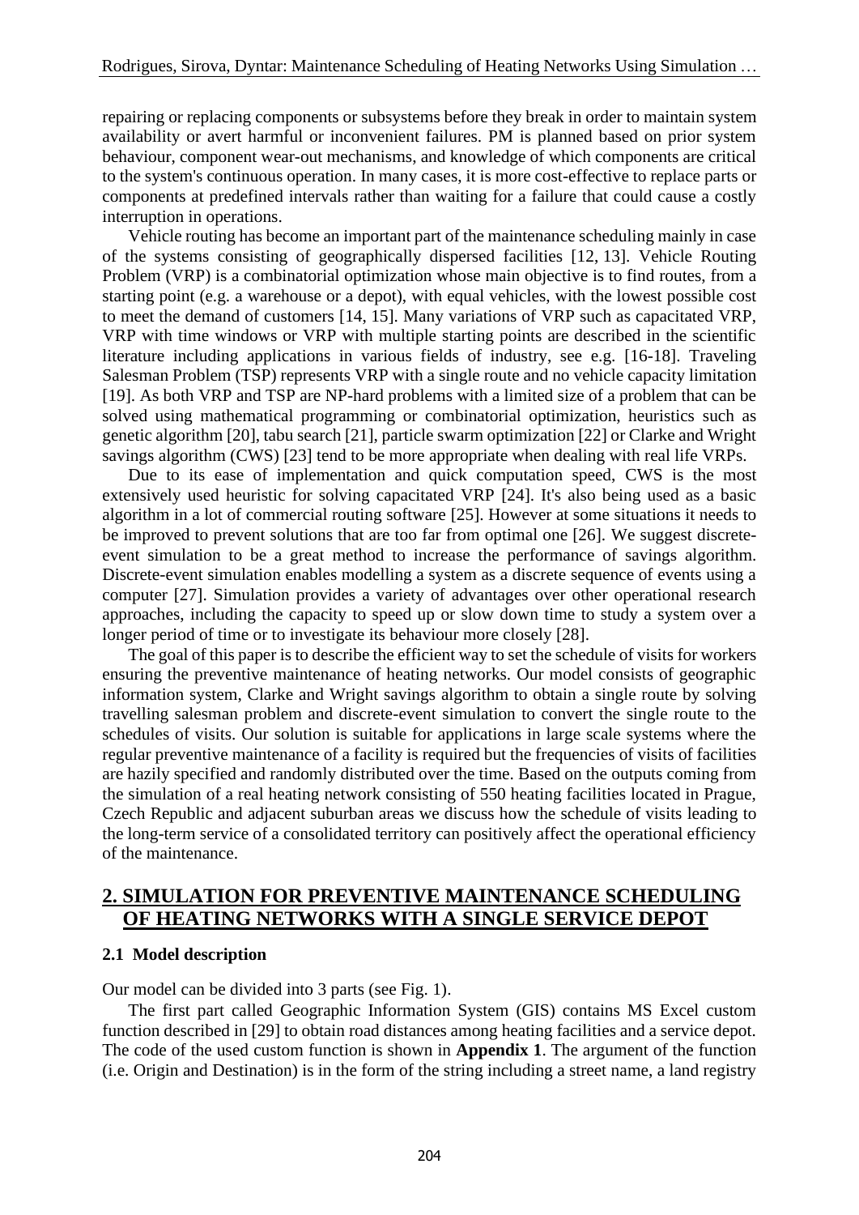repairing or replacing components or subsystems before they break in order to maintain system availability or avert harmful or inconvenient failures. PM is planned based on prior system behaviour, component wear-out mechanisms, and knowledge of which components are critical to the system's continuous operation. In many cases, it is more cost-effective to replace parts or components at predefined intervals rather than waiting for a failure that could cause a costly interruption in operations.

Vehicle routing has become an important part of the maintenance scheduling mainly in case of the systems consisting of geographically dispersed facilities [12, 13]. Vehicle Routing Problem (VRP) is a combinatorial optimization whose main objective is to find routes, from a starting point (e.g. a warehouse or a depot), with equal vehicles, with the lowest possible cost to meet the demand of customers [14, 15]. Many variations of VRP such as capacitated VRP, VRP with time windows or VRP with multiple starting points are described in the scientific literature including applications in various fields of industry, see e.g. [16-18]. Traveling Salesman Problem (TSP) represents VRP with a single route and no vehicle capacity limitation [19]. As both VRP and TSP are NP-hard problems with a limited size of a problem that can be solved using mathematical programming or combinatorial optimization, heuristics such as genetic algorithm [20], tabu search [21], particle swarm optimization [22] or Clarke and Wright savings algorithm (CWS) [23] tend to be more appropriate when dealing with real life VRPs.

Due to its ease of implementation and quick computation speed, CWS is the most extensively used heuristic for solving capacitated VRP [24]. It's also being used as a basic algorithm in a lot of commercial routing software [25]. However at some situations it needs to be improved to prevent solutions that are too far from optimal one [26]. We suggest discrete-event simulation to be a great method to increase the performance of savings algorithm. Discrete-event simulation enables modelling a system as a discrete sequence of events using a computer [27]. Simulation provides a variety of advantages over other operational research approaches, including the capacity to speed up or slow down time to study a system over a longer period of time or to investigate its behaviour more closely [28].

The goal of this paper is to describe the efficient way to set the schedule of visits for workers ensuring the preventive maintenance of heating networks. Our model consists of geographic information system, Clarke and Wright savings algorithm to obtain a single route by solving travelling salesman problem and discrete-event simulation to convert the single route to the schedules of visits. Our solution is suitable for applications in large scale systems where the regular preventive maintenance of a facility is required but the frequencies of visits of facilities are hazily specified and randomly distributed over the time. Based on the outputs coming from the simulation of a real heating network consisting of 550 heating facilities located in Prague, Czech Republic and adjacent suburban areas we discuss how the schedule of visits leading to the long-term service of a consolidated territory can positively affect the operational efficiency of the maintenance.

## 2. SIMULATION FOR PREVENTIVE MAINTENANCE SCHEDULING OF HEATING NETWORKS WITH A SINGLE SERVICE DEPOT

### 2.1 Model description

Our model can be divided into 3 parts (see Fig. 1).

The first part called Geographic Information System (GIS) contains MS Excel custom function described in [29] to obtain road distances among heating facilities and a service depot. The code of the used custom function is shown in **Appendix 1**. The argument of the function (i.e. Origin and Destination) is in the form of the string including a street name, a land registry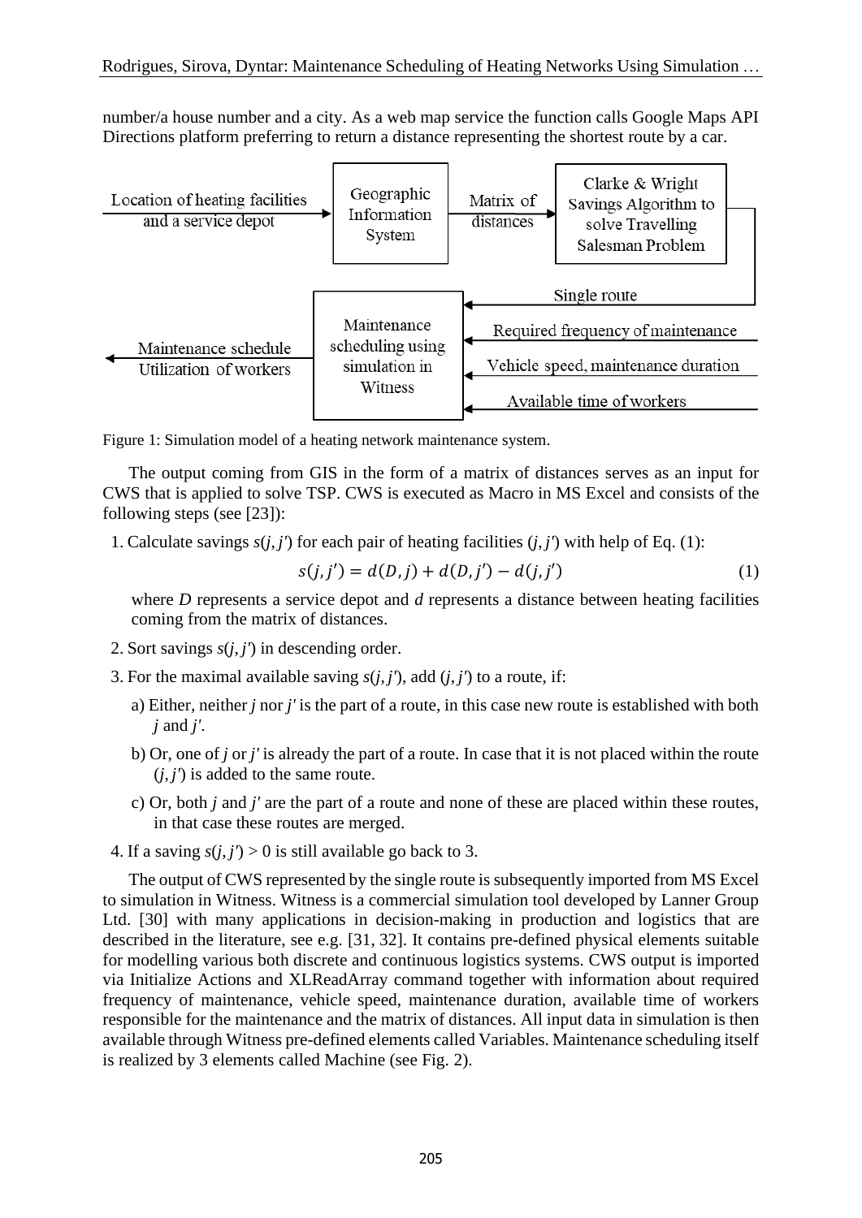number/a house number and a city. As a web map service the function calls Google Maps API Directions platform preferring to return a distance representing the shortest route by a car.

Figure 1: Simulation model of a heating network maintenance system.

The output coming from GIS in the form of a matrix of distances serves as an input for CWS that is applied to solve TSP. CWS is executed as Macro in MS Excel and consists of the following steps (see [23]):

1. Calculate savings $s(j, j')$ for each pair of heating facilities $(j, j')$ with help of Eq. (1):

$$s(j, j') = d(D, j) + d(D, j') - d(j, j') \tag{1}$$

   where $D$ represents a service depot and $d$ represents a distance between heating facilities coming from the matrix of distances.

2. Sort savings $s(j, j')$ in descending order.
3. For the maximal available saving $s(j, j')$, add $(j, j')$ to a route, if:
   a) Either, neither $j$ nor $j'$ is the part of a route, in this case new route is established with both $j$ and $j'$.
   b) Or, one of $j$ or $j'$ is already the part of a route. In case that it is not placed within the route $(j, j')$ is added to the same route.
   c) Or, both $j$ and $j'$ are the part of a route and none of these are placed within these routes, in that case these routes are merged.
4. If a saving $s(j, j') > 0$ is still available go back to 3.

The output of CWS represented by the single route is subsequently imported from MS Excel to simulation in Witness. Witness is a commercial simulation tool developed by Lanner Group Ltd. [30] with many applications in decision-making in production and logistics that are described in the literature, see e.g. [31, 32]. It contains pre-defined physical elements suitable for modelling various both discrete and continuous logistics systems. CWS output is imported via Initialize Actions and XLReadArray command together with information about required frequency of maintenance, vehicle speed, maintenance duration, available time of workers responsible for the maintenance and the matrix of distances. All input data in simulation is then available through Witness pre-defined elements called Variables. Maintenance scheduling itself is realized by 3 elements called Machine (see Fig. 2).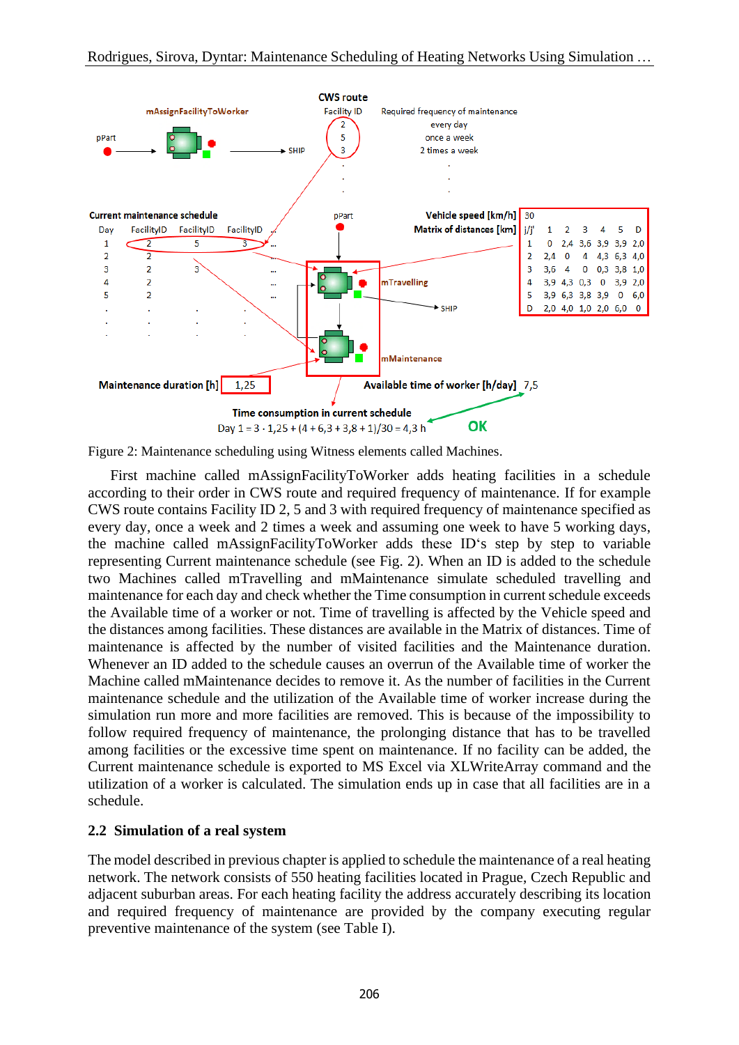CWS route

| Facility ID | Required frequency of maintenance |
|---|---|
| 2 | every day |
| 5 | once a week |
| 3 | 2 times a week |
| . | . |

mAssignFacilityToWorker

pPart

SHIP

Current maintenance schedule

| Day | FacilityID | FacilityID | FacilityID | ... |
|---|---|---|---|---|
| 1 | 2 | 5 | 3 | ... |
| 2 | 2 | | | ... |
| 3 | 2 | 3 | | ... |
| 4 | 2 | | | ... |
| 5 | 2 | | | ... |
| . | . | . | . | |

Vehicle speed [km/h]: 30

Matrix of distances [km]

| j/j' | 1 | 2 | 3 | 4 | 5 | D |
|---|---|---|---|---|---|---|
| 1 | 0 | 2,4 | 3,6 | 3,9 | 3,9 | 2,0 |
| 2 | 2,4 | 0 | 4 | 4,3 | 6,3 | 4,0 |
| 3 | 3,6 | 4 | 0 | 0,3 | 3,8 | 1,0 |
| 4 | 3,9 | 4,3 | 0,3 | 0 | 3,9 | 2,0 |
| 5 | 3,9 | 6,3 | 3,8 | 3,9 | 0 | 6,0 |
| D | 2,0 | 4,0 | 1,0 | 2,0 | 6,0 | 0 |

mTravelling

mMaintenance

Maintenance duration [h]: 1,25

Available time of worker [h/day]: 7,5

Time consumption in current schedule

Day 1 = 3 · 1,25 + (4 + 6,3 + 3,8 + 1)/30 = 4,3 h   OK

Figure 2: Maintenance scheduling using Witness elements called Machines.

First machine called mAssignFacilityToWorker adds heating facilities in a schedule according to their order in CWS route and required frequency of maintenance. If for example CWS route contains Facility ID 2, 5 and 3 with required frequency of maintenance specified as every day, once a week and 2 times a week and assuming one week to have 5 working days, the machine called mAssignFacilityToWorker adds these ID's step by step to variable representing Current maintenance schedule (see Fig. 2). When an ID is added to the schedule two Machines called mTravelling and mMaintenance simulate scheduled travelling and maintenance for each day and check whether the Time consumption in current schedule exceeds the Available time of a worker or not. Time of travelling is affected by the Vehicle speed and the distances among facilities. These distances are available in the Matrix of distances. Time of maintenance is affected by the number of visited facilities and the Maintenance duration. Whenever an ID added to the schedule causes an overrun of the Available time of worker the Machine called mMaintenance decides to remove it. As the number of facilities in the Current maintenance schedule and the utilization of the Available time of worker increase during the simulation run more and more facilities are removed. This is because of the impossibility to follow required frequency of maintenance, the prolonging distance that has to be travelled among facilities or the excessive time spent on maintenance. If no facility can be added, the Current maintenance schedule is exported to MS Excel via XLWriteArray command and the utilization of a worker is calculated. The simulation ends up in case that all facilities are in a schedule.

## 2.2 Simulation of a real system

The model described in previous chapter is applied to schedule the maintenance of a real heating network. The network consists of 550 heating facilities located in Prague, Czech Republic and adjacent suburban areas. For each heating facility the address accurately describing its location and required frequency of maintenance are provided by the company executing regular preventive maintenance of the system (see Table I).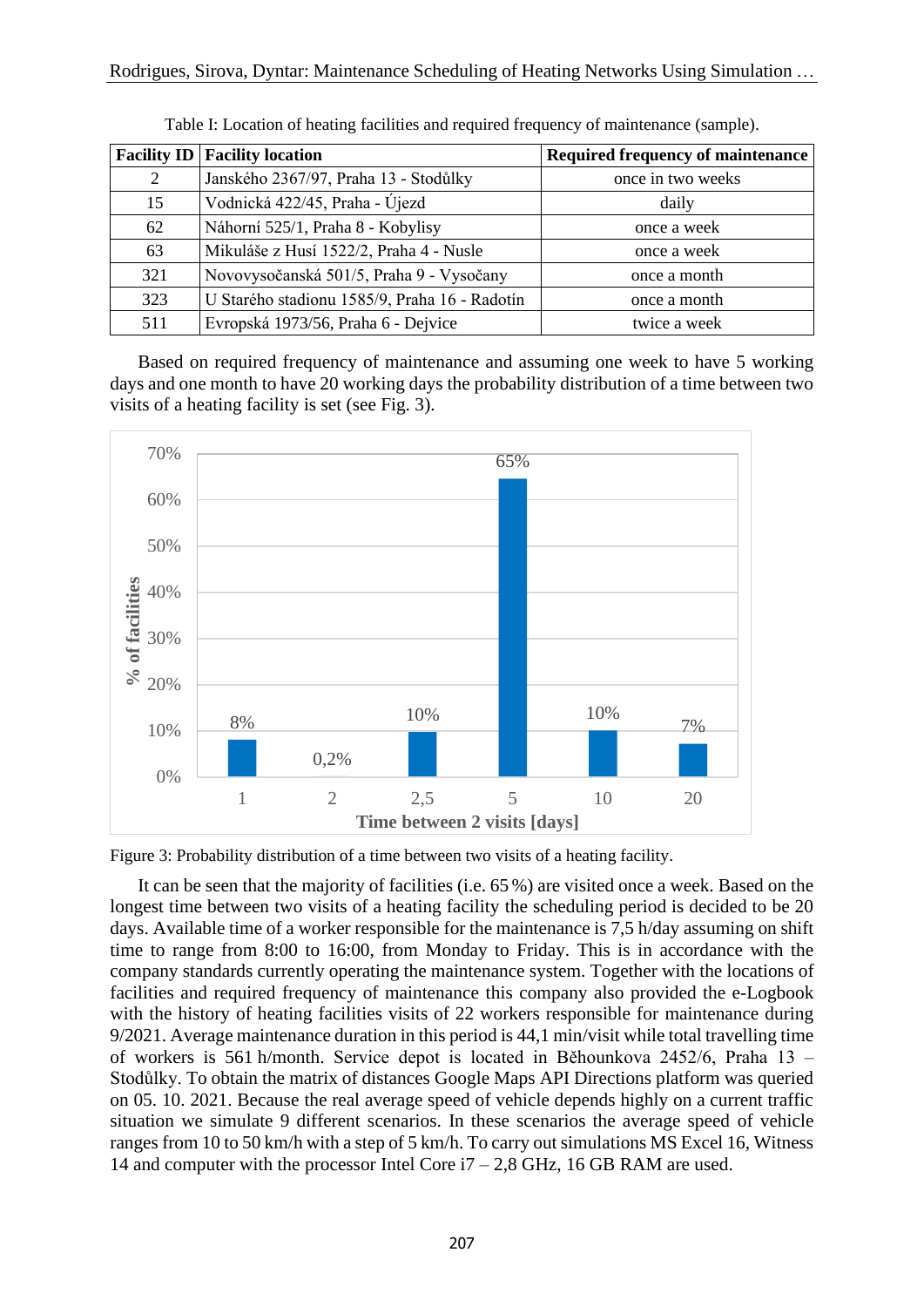Table I: Location of heating facilities and required frequency of maintenance (sample).

| Facility ID | Facility location | Required frequency of maintenance |
|---|---|---|
| 2 | Janského 2367/97, Praha 13 - Stodůlky | once in two weeks |
| 15 | Vodnická 422/45, Praha - Újezd | daily |
| 62 | Náhorní 525/1, Praha 8 - Kobylisy | once a week |
| 63 | Mikuláše z Husí 1522/2, Praha 4 - Nusle | once a week |
| 321 | Novovysočanská 501/5, Praha 9 - Vysočany | once a month |
| 323 | U Starého stadionu 1585/9, Praha 16 - Radotín | once a month |
| 511 | Evropská 1973/56, Praha 6 - Dejvice | twice a week |

Based on required frequency of maintenance and assuming one week to have 5 working days and one month to have 20 working days the probability distribution of a time between two visits of a heating facility is set (see Fig. 3).

| Time between 2 visits [days] | 1 | 2 | 2,5 | 5 | 10 | 20 |
|---|---|---|---|---|---|---|
| % of facilities | 8% | 0,2% | 10% | 65% | 10% | 7% |

Figure 3: Probability distribution of a time between two visits of a heating facility.

It can be seen that the majority of facilities (i.e. 65 %) are visited once a week. Based on the longest time between two visits of a heating facility the scheduling period is decided to be 20 days. Available time of a worker responsible for the maintenance is 7,5 h/day assuming on shift time to range from 8:00 to 16:00, from Monday to Friday. This is in accordance with the company standards currently operating the maintenance system. Together with the locations of facilities and required frequency of maintenance this company also provided the e-Logbook with the history of heating facilities visits of 22 workers responsible for maintenance during 9/2021. Average maintenance duration in this period is 44,1 min/visit while total travelling time of workers is 561 h/month. Service depot is located in Běhounkova 2452/6, Praha 13 – Stodůlky. To obtain the matrix of distances Google Maps API Directions platform was queried on 05. 10. 2021. Because the real average speed of vehicle depends highly on a current traffic situation we simulate 9 different scenarios. In these scenarios the average speed of vehicle ranges from 10 to 50 km/h with a step of 5 km/h. To carry out simulations MS Excel 16, Witness 14 and computer with the processor Intel Core i7 – 2,8 GHz, 16 GB RAM are used.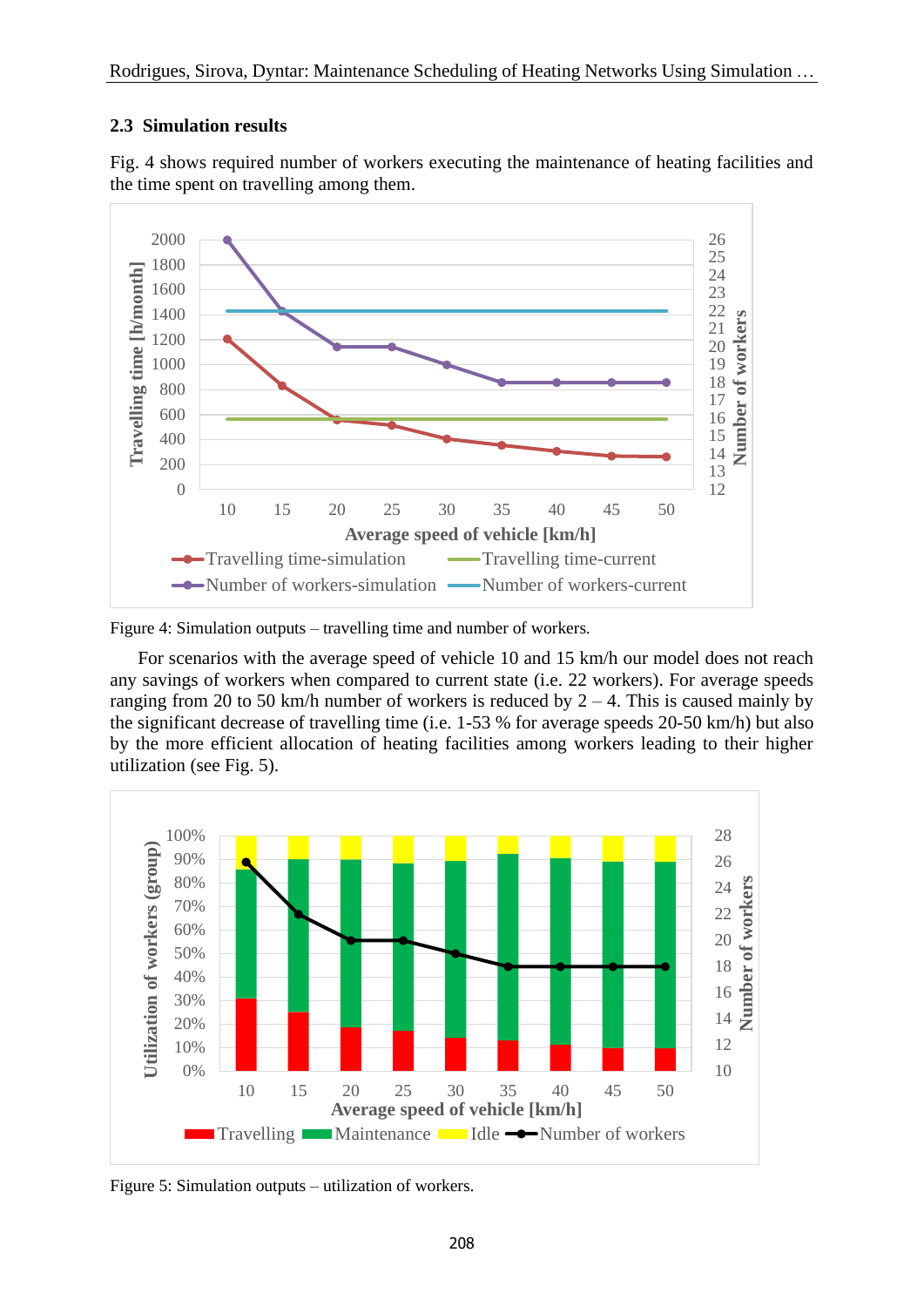### 2.3 Simulation results

Fig. 4 shows required number of workers executing the maintenance of heating facilities and the time spent on travelling among them.

Figure 4: Simulation outputs – travelling time and number of workers.

For scenarios with the average speed of vehicle 10 and 15 km/h our model does not reach any savings of workers when compared to current state (i.e. 22 workers). For average speeds ranging from 20 to 50 km/h number of workers is reduced by 2 – 4. This is caused mainly by the significant decrease of travelling time (i.e. 1-53 % for average speeds 20-50 km/h) but also by the more efficient allocation of heating facilities among workers leading to their higher utilization (see Fig. 5).

Figure 5: Simulation outputs – utilization of workers.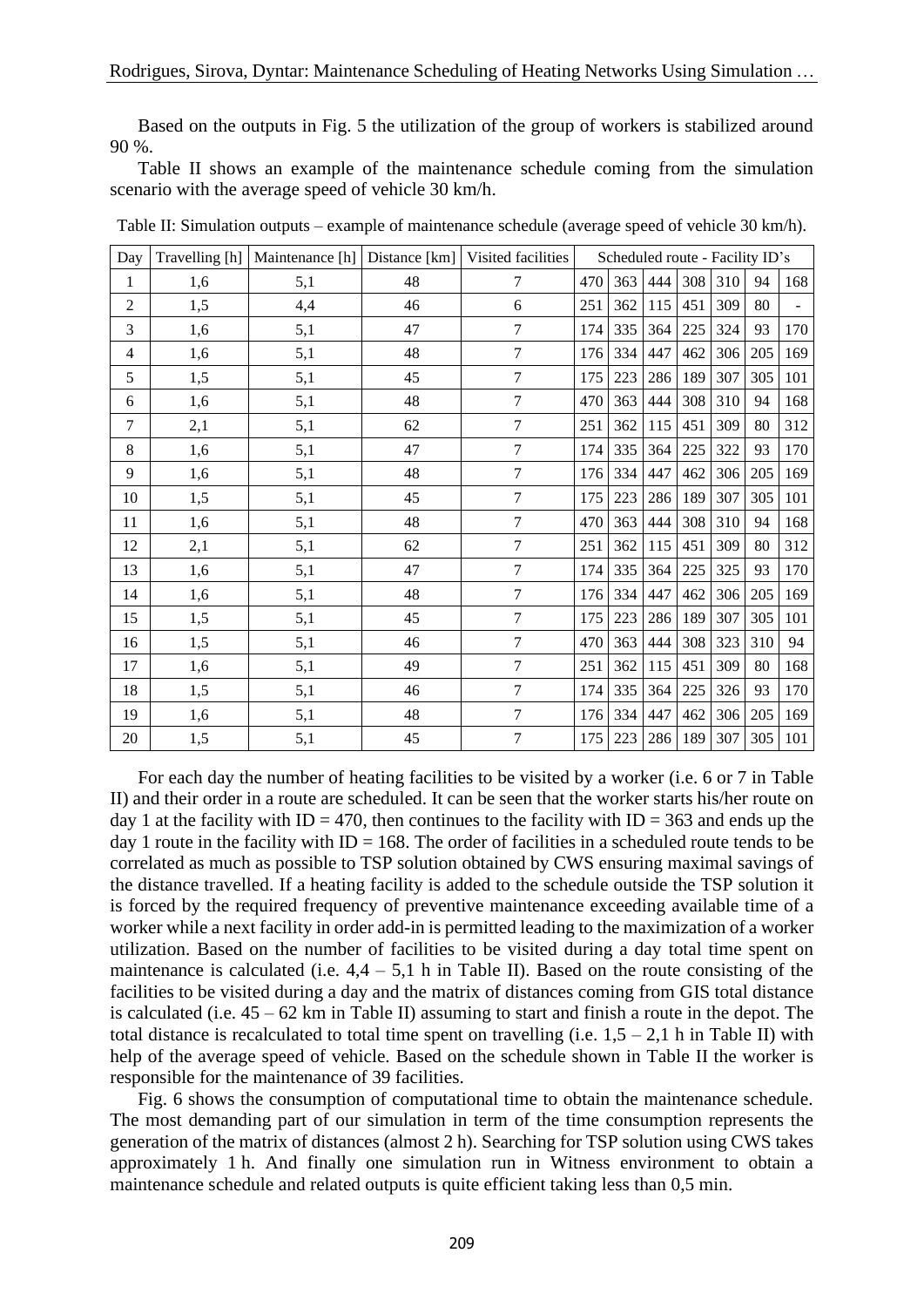Based on the outputs in Fig. 5 the utilization of the group of workers is stabilized around 90 %.

Table II shows an example of the maintenance schedule coming from the simulation scenario with the average speed of vehicle 30 km/h.

Table II: Simulation outputs – example of maintenance schedule (average speed of vehicle 30 km/h).

| Day | Travelling [h] | Maintenance [h] | Distance [km] | Visited facilities | Scheduled route - Facility ID's | | | | | | |
|---|---|---|---|---|---|---|---|---|---|---|---|
| 1 | 1,6 | 5,1 | 48 | 7 | 470 | 363 | 444 | 308 | 310 | 94 | 168 |
| 2 | 1,5 | 4,4 | 46 | 6 | 251 | 362 | 115 | 451 | 309 | 80 | - |
| 3 | 1,6 | 5,1 | 47 | 7 | 174 | 335 | 364 | 225 | 324 | 93 | 170 |
| 4 | 1,6 | 5,1 | 48 | 7 | 176 | 334 | 447 | 462 | 306 | 205 | 169 |
| 5 | 1,5 | 5,1 | 45 | 7 | 175 | 223 | 286 | 189 | 307 | 305 | 101 |
| 6 | 1,6 | 5,1 | 48 | 7 | 470 | 363 | 444 | 308 | 310 | 94 | 168 |
| 7 | 2,1 | 5,1 | 62 | 7 | 251 | 362 | 115 | 451 | 309 | 80 | 312 |
| 8 | 1,6 | 5,1 | 47 | 7 | 174 | 335 | 364 | 225 | 322 | 93 | 170 |
| 9 | 1,6 | 5,1 | 48 | 7 | 176 | 334 | 447 | 462 | 306 | 205 | 169 |
| 10 | 1,5 | 5,1 | 45 | 7 | 175 | 223 | 286 | 189 | 307 | 305 | 101 |
| 11 | 1,6 | 5,1 | 48 | 7 | 470 | 363 | 444 | 308 | 310 | 94 | 168 |
| 12 | 2,1 | 5,1 | 62 | 7 | 251 | 362 | 115 | 451 | 309 | 80 | 312 |
| 13 | 1,6 | 5,1 | 47 | 7 | 174 | 335 | 364 | 225 | 325 | 93 | 170 |
| 14 | 1,6 | 5,1 | 48 | 7 | 176 | 334 | 447 | 462 | 306 | 205 | 169 |
| 15 | 1,5 | 5,1 | 45 | 7 | 175 | 223 | 286 | 189 | 307 | 305 | 101 |
| 16 | 1,5 | 5,1 | 46 | 7 | 470 | 363 | 444 | 308 | 323 | 310 | 94 |
| 17 | 1,6 | 5,1 | 49 | 7 | 251 | 362 | 115 | 451 | 309 | 80 | 168 |
| 18 | 1,5 | 5,1 | 46 | 7 | 174 | 335 | 364 | 225 | 326 | 93 | 170 |
| 19 | 1,6 | 5,1 | 48 | 7 | 176 | 334 | 447 | 462 | 306 | 205 | 169 |
| 20 | 1,5 | 5,1 | 45 | 7 | 175 | 223 | 286 | 189 | 307 | 305 | 101 |

For each day the number of heating facilities to be visited by a worker (i.e. 6 or 7 in Table II) and their order in a route are scheduled. It can be seen that the worker starts his/her route on day 1 at the facility with ID = 470, then continues to the facility with ID = 363 and ends up the day 1 route in the facility with ID = 168. The order of facilities in a scheduled route tends to be correlated as much as possible to TSP solution obtained by CWS ensuring maximal savings of the distance travelled. If a heating facility is added to the schedule outside the TSP solution it is forced by the required frequency of preventive maintenance exceeding available time of a worker while a next facility in order add-in is permitted leading to the maximization of a worker utilization. Based on the number of facilities to be visited during a day total time spent on maintenance is calculated (i.e. 4,4 – 5,1 h in Table II). Based on the route consisting of the facilities to be visited during a day and the matrix of distances coming from GIS total distance is calculated (i.e. 45 – 62 km in Table II) assuming to start and finish a route in the depot. The total distance is recalculated to total time spent on travelling (i.e. 1,5 – 2,1 h in Table II) with help of the average speed of vehicle. Based on the schedule shown in Table II the worker is responsible for the maintenance of 39 facilities.

Fig. 6 shows the consumption of computational time to obtain the maintenance schedule. The most demanding part of our simulation in term of the time consumption represents the generation of the matrix of distances (almost 2 h). Searching for TSP solution using CWS takes approximately 1 h. And finally one simulation run in Witness environment to obtain a maintenance schedule and related outputs is quite efficient taking less than 0,5 min.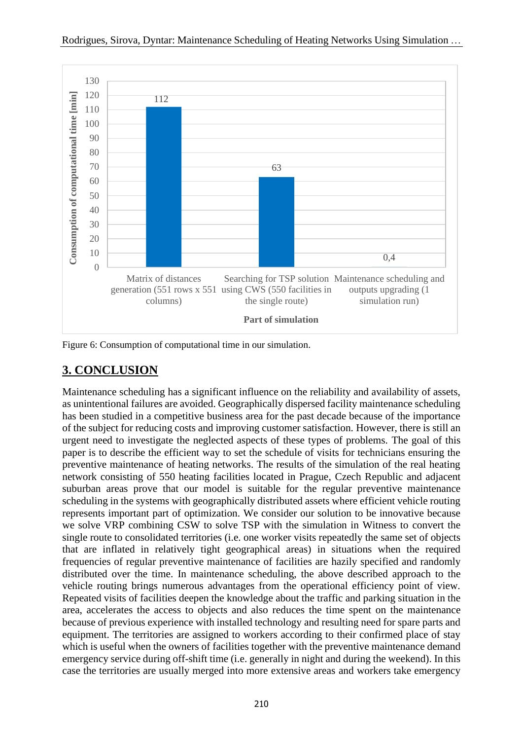| Part of simulation | Consumption of computational time [min] |
| --- | --- |
| Matrix of distances generation (551 rows x 551 columns) | 112 |
| Searching for TSP solution using CWS (550 facilities in the single route) | 63 |
| Maintenance scheduling and outputs upgrading (1 simulation run) | 0,4 |

Figure 6: Consumption of computational time in our simulation.

## 3. CONCLUSION

Maintenance scheduling has a significant influence on the reliability and availability of assets, as unintentional failures are avoided. Geographically dispersed facility maintenance scheduling has been studied in a competitive business area for the past decade because of the importance of the subject for reducing costs and improving customer satisfaction. However, there is still an urgent need to investigate the neglected aspects of these types of problems. The goal of this paper is to describe the efficient way to set the schedule of visits for technicians ensuring the preventive maintenance of heating networks. The results of the simulation of the real heating network consisting of 550 heating facilities located in Prague, Czech Republic and adjacent suburban areas prove that our model is suitable for the regular preventive maintenance scheduling in the systems with geographically distributed assets where efficient vehicle routing represents important part of optimization. We consider our solution to be innovative because we solve VRP combining CSW to solve TSP with the simulation in Witness to convert the single route to consolidated territories (i.e. one worker visits repeatedly the same set of objects that are inflated in relatively tight geographical areas) in situations when the required frequencies of regular preventive maintenance of facilities are hazily specified and randomly distributed over the time. In maintenance scheduling, the above described approach to the vehicle routing brings numerous advantages from the operational efficiency point of view. Repeated visits of facilities deepen the knowledge about the traffic and parking situation in the area, accelerates the access to objects and also reduces the time spent on the maintenance because of previous experience with installed technology and resulting need for spare parts and equipment. The territories are assigned to workers according to their confirmed place of stay which is useful when the owners of facilities together with the preventive maintenance demand emergency service during off-shift time (i.e. generally in night and during the weekend). In this case the territories are usually merged into more extensive areas and workers take emergency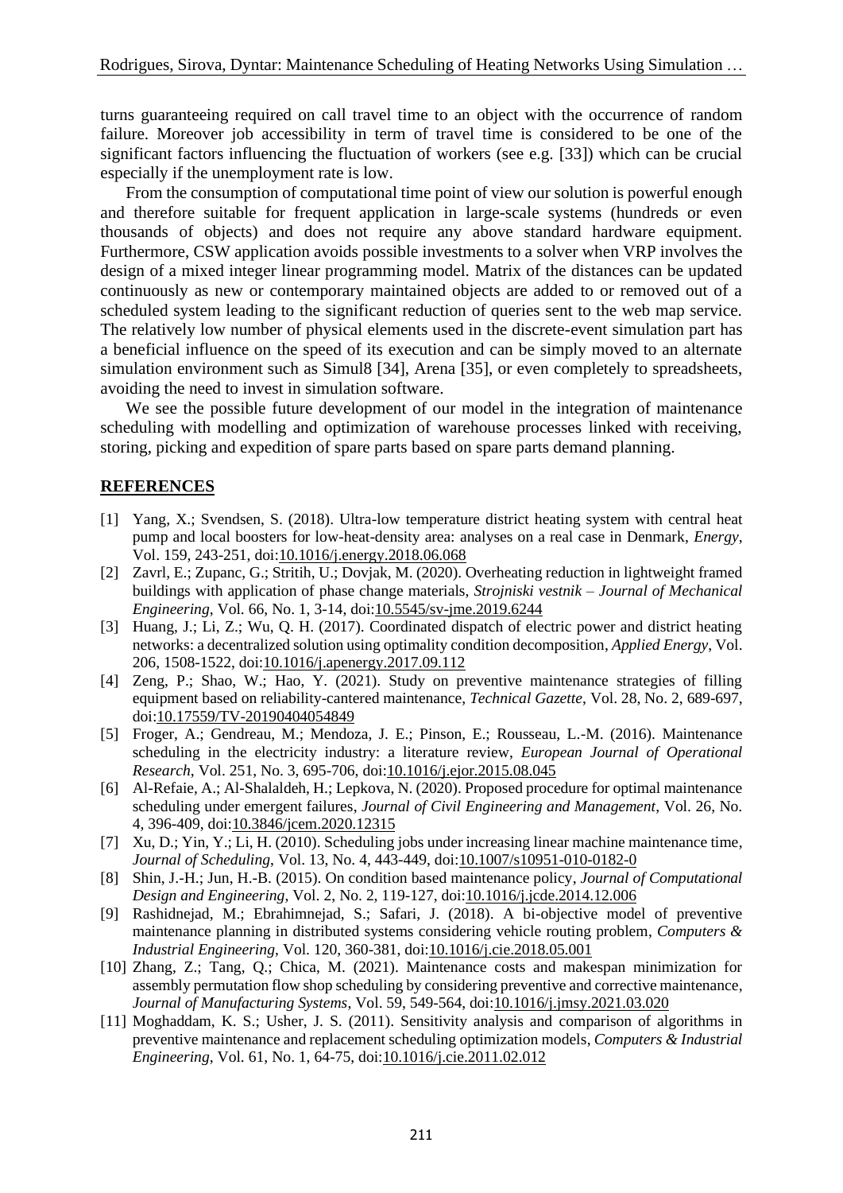turns guaranteeing required on call travel time to an object with the occurrence of random failure. Moreover job accessibility in term of travel time is considered to be one of the significant factors influencing the fluctuation of workers (see e.g. [33]) which can be crucial especially if the unemployment rate is low.

From the consumption of computational time point of view our solution is powerful enough and therefore suitable for frequent application in large-scale systems (hundreds or even thousands of objects) and does not require any above standard hardware equipment. Furthermore, CSW application avoids possible investments to a solver when VRP involves the design of a mixed integer linear programming model. Matrix of the distances can be updated continuously as new or contemporary maintained objects are added to or removed out of a scheduled system leading to the significant reduction of queries sent to the web map service. The relatively low number of physical elements used in the discrete-event simulation part has a beneficial influence on the speed of its execution and can be simply moved to an alternate simulation environment such as Simul8 [34], Arena [35], or even completely to spreadsheets, avoiding the need to invest in simulation software.

We see the possible future development of our model in the integration of maintenance scheduling with modelling and optimization of warehouse processes linked with receiving, storing, picking and expedition of spare parts based on spare parts demand planning.

## REFERENCES

[1] Yang, X.; Svendsen, S. (2018). Ultra-low temperature district heating system with central heat pump and local boosters for low-heat-density area: analyses on a real case in Denmark, *Energy*, Vol. 159, 243-251, doi:10.1016/j.energy.2018.06.068

[2] Zavrl, E.; Zupanc, G.; Stritih, U.; Dovjak, M. (2020). Overheating reduction in lightweight framed buildings with application of phase change materials, *Strojniski vestnik – Journal of Mechanical Engineering*, Vol. 66, No. 1, 3-14, doi:10.5545/sv-jme.2019.6244

[3] Huang, J.; Li, Z.; Wu, Q. H. (2017). Coordinated dispatch of electric power and district heating networks: a decentralized solution using optimality condition decomposition, *Applied Energy*, Vol. 206, 1508-1522, doi:10.1016/j.apenergy.2017.09.112

[4] Zeng, P.; Shao, W.; Hao, Y. (2021). Study on preventive maintenance strategies of filling equipment based on reliability-cantered maintenance, *Technical Gazette*, Vol. 28, No. 2, 689-697, doi:10.17559/TV-20190404054849

[5] Froger, A.; Gendreau, M.; Mendoza, J. E.; Pinson, E.; Rousseau, L.-M. (2016). Maintenance scheduling in the electricity industry: a literature review, *European Journal of Operational Research*, Vol. 251, No. 3, 695-706, doi:10.1016/j.ejor.2015.08.045

[6] Al-Refaie, A.; Al-Shalaldeh, H.; Lepkova, N. (2020). Proposed procedure for optimal maintenance scheduling under emergent failures, *Journal of Civil Engineering and Management*, Vol. 26, No. 4, 396-409, doi:10.3846/jcem.2020.12315

[7] Xu, D.; Yin, Y.; Li, H. (2010). Scheduling jobs under increasing linear machine maintenance time, *Journal of Scheduling*, Vol. 13, No. 4, 443-449, doi:10.1007/s10951-010-0182-0

[8] Shin, J.-H.; Jun, H.-B. (2015). On condition based maintenance policy, *Journal of Computational Design and Engineering*, Vol. 2, No. 2, 119-127, doi:10.1016/j.jcde.2014.12.006

[9] Rashidnejad, M.; Ebrahimnejad, S.; Safari, J. (2018). A bi-objective model of preventive maintenance planning in distributed systems considering vehicle routing problem, *Computers & Industrial Engineering*, Vol. 120, 360-381, doi:10.1016/j.cie.2018.05.001

[10] Zhang, Z.; Tang, Q.; Chica, M. (2021). Maintenance costs and makespan minimization for assembly permutation flow shop scheduling by considering preventive and corrective maintenance, *Journal of Manufacturing Systems*, Vol. 59, 549-564, doi:10.1016/j.jmsy.2021.03.020

[11] Moghaddam, K. S.; Usher, J. S. (2011). Sensitivity analysis and comparison of algorithms in preventive maintenance and replacement scheduling optimization models, *Computers & Industrial Engineering*, Vol. 61, No. 1, 64-75, doi:10.1016/j.cie.2011.02.012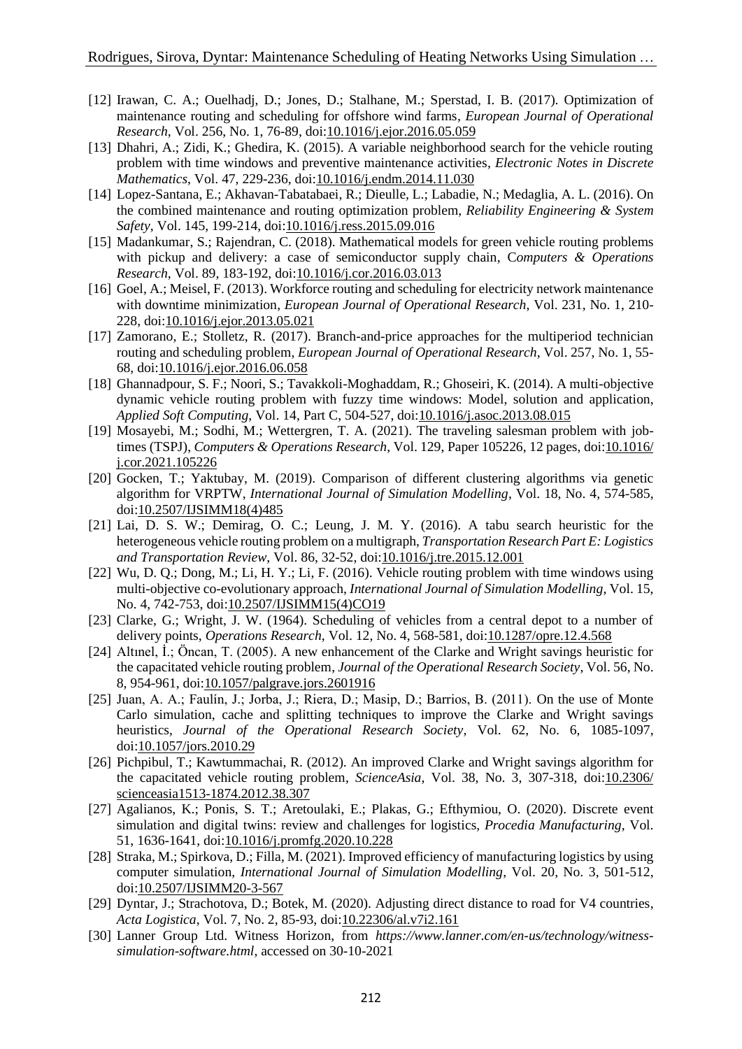[12] Irawan, C. A.; Ouelhadj, D.; Jones, D.; Stalhane, M.; Sperstad, I. B. (2017). Optimization of maintenance routing and scheduling for offshore wind farms, *European Journal of Operational Research*, Vol. 256, No. 1, 76-89, doi:10.1016/j.ejor.2016.05.059

[13] Dhahri, A.; Zidi, K.; Ghedira, K. (2015). A variable neighborhood search for the vehicle routing problem with time windows and preventive maintenance activities, *Electronic Notes in Discrete Mathematics*, Vol. 47, 229-236, doi:10.1016/j.endm.2014.11.030

[14] Lopez-Santana, E.; Akhavan-Tabatabaei, R.; Dieulle, L.; Labadie, N.; Medaglia, A. L. (2016). On the combined maintenance and routing optimization problem, *Reliability Engineering & System Safety*, Vol. 145, 199-214, doi:10.1016/j.ress.2015.09.016

[15] Madankumar, S.; Rajendran, C. (2018). Mathematical models for green vehicle routing problems with pickup and delivery: a case of semiconductor supply chain, *Computers & Operations Research*, Vol. 89, 183-192, doi:10.1016/j.cor.2016.03.013

[16] Goel, A.; Meisel, F. (2013). Workforce routing and scheduling for electricity network maintenance with downtime minimization, *European Journal of Operational Research*, Vol. 231, No. 1, 210-228, doi:10.1016/j.ejor.2013.05.021

[17] Zamorano, E.; Stolletz, R. (2017). Branch-and-price approaches for the multiperiod technician routing and scheduling problem, *European Journal of Operational Research*, Vol. 257, No. 1, 55-68, doi:10.1016/j.ejor.2016.06.058

[18] Ghannadpour, S. F.; Noori, S.; Tavakkoli-Moghaddam, R.; Ghoseiri, K. (2014). A multi-objective dynamic vehicle routing problem with fuzzy time windows: Model, solution and application, *Applied Soft Computing*, Vol. 14, Part C, 504-527, doi:10.1016/j.asoc.2013.08.015

[19] Mosayebi, M.; Sodhi, M.; Wettergren, T. A. (2021). The traveling salesman problem with job-times (TSPJ), *Computers & Operations Research*, Vol. 129, Paper 105226, 12 pages, doi:10.1016/j.cor.2021.105226

[20] Gocken, T.; Yaktubay, M. (2019). Comparison of different clustering algorithms via genetic algorithm for VRPTW, *International Journal of Simulation Modelling*, Vol. 18, No. 4, 574-585, doi:10.2507/IJSIMM18(4)485

[21] Lai, D. S. W.; Demirag, O. C.; Leung, J. M. Y. (2016). A tabu search heuristic for the heterogeneous vehicle routing problem on a multigraph, *Transportation Research Part E: Logistics and Transportation Review*, Vol. 86, 32-52, doi:10.1016/j.tre.2015.12.001

[22] Wu, D. Q.; Dong, M.; Li, H. Y.; Li, F. (2016). Vehicle routing problem with time windows using multi-objective co-evolutionary approach, *International Journal of Simulation Modelling*, Vol. 15, No. 4, 742-753, doi:10.2507/IJSIMM15(4)CO19

[23] Clarke, G.; Wright, J. W. (1964). Scheduling of vehicles from a central depot to a number of delivery points, *Operations Research*, Vol. 12, No. 4, 568-581, doi:10.1287/opre.12.4.568

[24] Altınel, İ.; Öncan, T. (2005). A new enhancement of the Clarke and Wright savings heuristic for the capacitated vehicle routing problem, *Journal of the Operational Research Society*, Vol. 56, No. 8, 954-961, doi:10.1057/palgrave.jors.2601916

[25] Juan, A. A.; Faulín, J.; Jorba, J.; Riera, D.; Masip, D.; Barrios, B. (2011). On the use of Monte Carlo simulation, cache and splitting techniques to improve the Clarke and Wright savings heuristics, *Journal of the Operational Research Society*, Vol. 62, No. 6, 1085-1097, doi:10.1057/jors.2010.29

[26] Pichpibul, T.; Kawtummachai, R. (2012). An improved Clarke and Wright savings algorithm for the capacitated vehicle routing problem, *ScienceAsia*, Vol. 38, No. 3, 307-318, doi:10.2306/scienceasia1513-1874.2012.38.307

[27] Agalianos, K.; Ponis, S. T.; Aretoulaki, E.; Plakas, G.; Efthymiou, O. (2020). Discrete event simulation and digital twins: review and challenges for logistics, *Procedia Manufacturing*, Vol. 51, 1636-1641, doi:10.1016/j.promfg.2020.10.228

[28] Straka, M.; Spirkova, D.; Filla, M. (2021). Improved efficiency of manufacturing logistics by using computer simulation, *International Journal of Simulation Modelling*, Vol. 20, No. 3, 501-512, doi:10.2507/IJSIMM20-3-567

[29] Dyntar, J.; Strachotova, D.; Botek, M. (2020). Adjusting direct distance to road for V4 countries, *Acta Logistica*, Vol. 7, No. 2, 85-93, doi:10.22306/al.v7i2.161

[30] Lanner Group Ltd. Witness Horizon, from *https://www.lanner.com/en-us/technology/witness-simulation-software.html*, accessed on 30-10-2021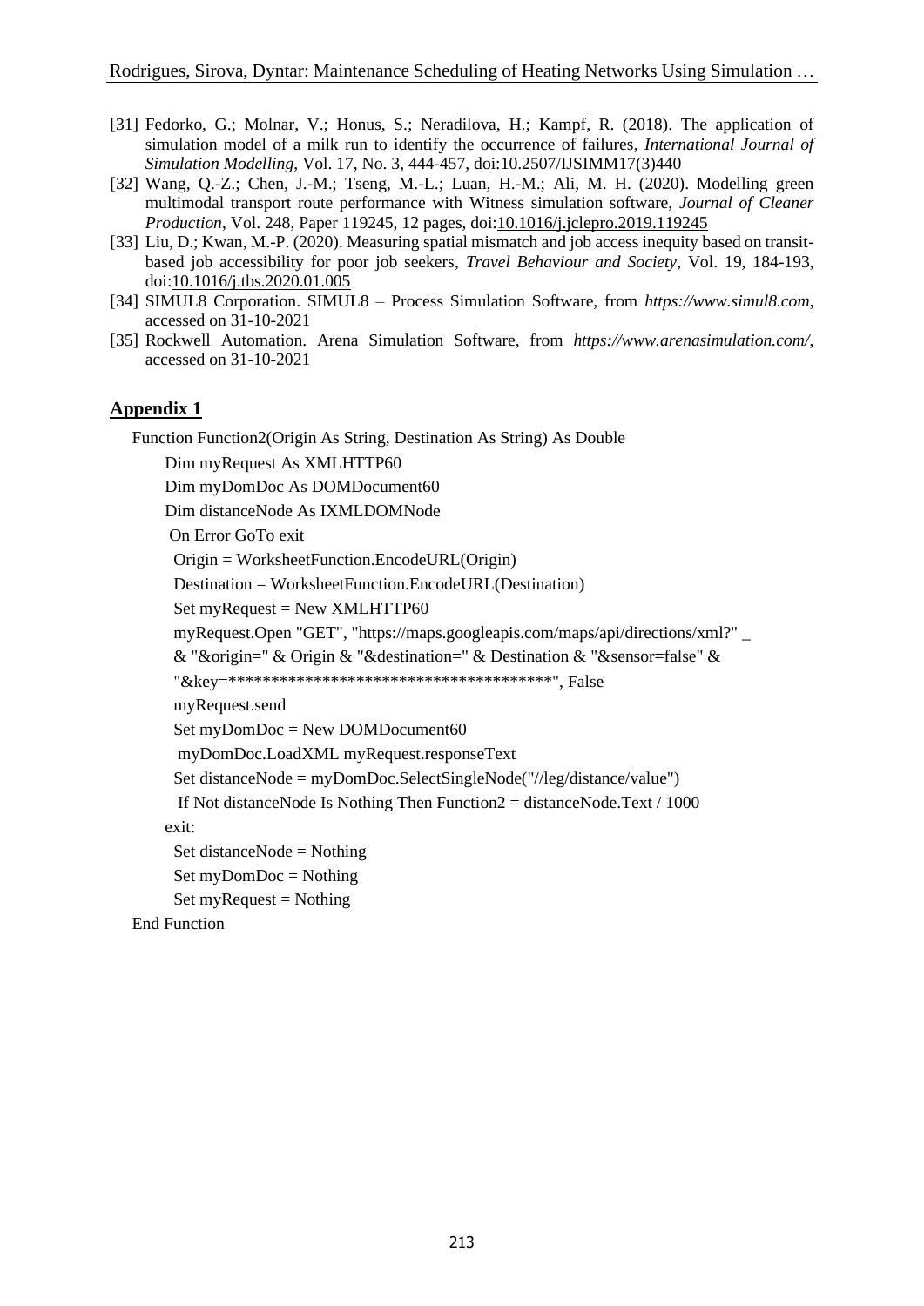[31] Fedorko, G.; Molnar, V.; Honus, S.; Neradilova, H.; Kampf, R. (2018). The application of simulation model of a milk run to identify the occurrence of failures, *International Journal of Simulation Modelling*, Vol. 17, No. 3, 444-457, doi:10.2507/IJSIMM17(3)440

[32] Wang, Q.-Z.; Chen, J.-M.; Tseng, M.-L.; Luan, H.-M.; Ali, M. H. (2020). Modelling green multimodal transport route performance with Witness simulation software, *Journal of Cleaner Production*, Vol. 248, Paper 119245, 12 pages, doi:10.1016/j.jclepro.2019.119245

[33] Liu, D.; Kwan, M.-P. (2020). Measuring spatial mismatch and job access inequity based on transit-based job accessibility for poor job seekers, *Travel Behaviour and Society*, Vol. 19, 184-193, doi:10.1016/j.tbs.2020.01.005

[34] SIMUL8 Corporation. SIMUL8 – Process Simulation Software, from *https://www.simul8.com*, accessed on 31-10-2021

[35] Rockwell Automation. Arena Simulation Software, from *https://www.arenasimulation.com/*, accessed on 31-10-2021

## Appendix 1

```
Function Function2(Origin As String, Destination As String) As Double
    Dim myRequest As XMLHTTP60
    Dim myDomDoc As DOMDocument60
    Dim distanceNode As IXMLDOMNode
     On Error GoTo exit
      Origin = WorksheetFunction.EncodeURL(Origin)
      Destination = WorksheetFunction.EncodeURL(Destination)
      Set myRequest = New XMLHTTP60
      myRequest.Open "GET", "https://maps.googleapis.com/maps/api/directions/xml?" _
      & "&origin=" & Origin & "&destination=" & Destination & "&sensor=false" &
      "&key=***************************************", False
      myRequest.send
      Set myDomDoc = New DOMDocument60
       myDomDoc.LoadXML myRequest.responseText
      Set distanceNode = myDomDoc.SelectSingleNode("//leg/distance/value")
       If Not distanceNode Is Nothing Then Function2 = distanceNode.Text / 1000
    exit:
      Set distanceNode = Nothing
      Set myDomDoc = Nothing
      Set myRequest = Nothing
End Function
```